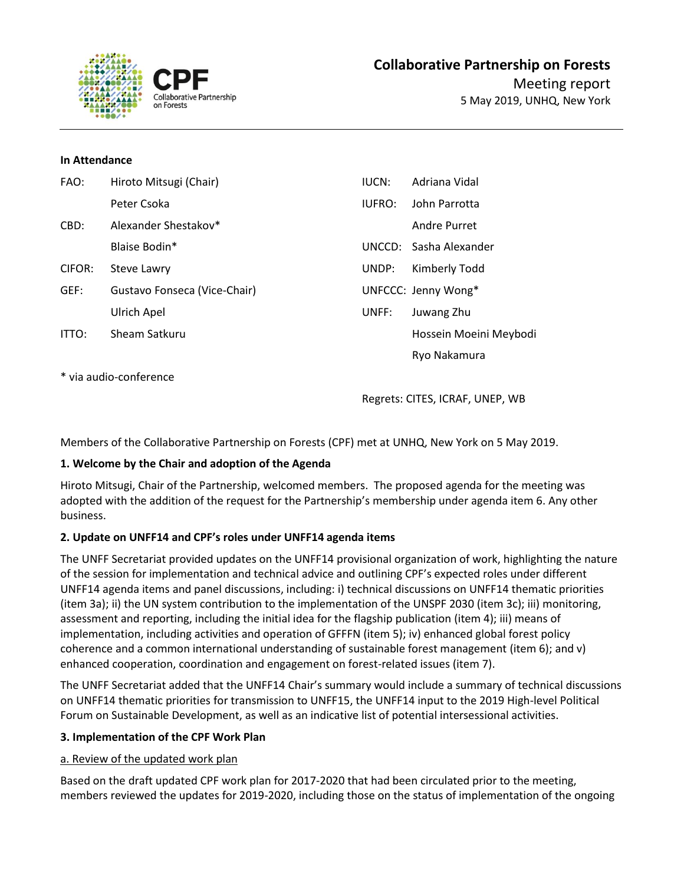# Collaborative Partnership on Forests

Meeting report

5 May 2019, UNHQ, New York

**In Attendance**

| | | | |
|---|---|---|---|
| FAO: | Hiroto Mitsugi (Chair) | IUCN: | Adriana Vidal |
| | Peter Csoka | IUFRO: | John Parrotta |
| CBD: | Alexander Shestakov* | | Andre Purret |
| | Blaise Bodin* | UNCCD: | Sasha Alexander |
| CIFOR: | Steve Lawry | UNDP: | Kimberly Todd |
| GEF: | Gustavo Fonseca (Vice-Chair) | UNFCCC: | Jenny Wong* |
| | Ulrich Apel | UNFF: | Juwang Zhu |
| ITTO: | Sheam Satkuru | | Hossein Moeini Meybodi |
| | | | Ryo Nakamura |

* via audio-conference

Regrets: CITES, ICRAF, UNEP, WB

Members of the Collaborative Partnership on Forests (CPF) met at UNHQ, New York on 5 May 2019.

## 1. Welcome by the Chair and adoption of the Agenda

Hiroto Mitsugi, Chair of the Partnership, welcomed members. The proposed agenda for the meeting was adopted with the addition of the request for the Partnership's membership under agenda item 6. Any other business.

## 2. Update on UNFF14 and CPF's roles under UNFF14 agenda items

The UNFF Secretariat provided updates on the UNFF14 provisional organization of work, highlighting the nature of the session for implementation and technical advice and outlining CPF's expected roles under different UNFF14 agenda items and panel discussions, including: i) technical discussions on UNFF14 thematic priorities (item 3a); ii) the UN system contribution to the implementation of the UNSPF 2030 (item 3c); iii) monitoring, assessment and reporting, including the initial idea for the flagship publication (item 4); iii) means of implementation, including activities and operation of GFFFN (item 5); iv) enhanced global forest policy coherence and a common international understanding of sustainable forest management (item 6); and v) enhanced cooperation, coordination and engagement on forest-related issues (item 7).

The UNFF Secretariat added that the UNFF14 Chair's summary would include a summary of technical discussions on UNFF14 thematic priorities for transmission to UNFF15, the UNFF14 input to the 2019 High-level Political Forum on Sustainable Development, as well as an indicative list of potential intersessional activities.

## 3. Implementation of the CPF Work Plan

### a. Review of the updated work plan

Based on the draft updated CPF work plan for 2017-2020 that had been circulated prior to the meeting, members reviewed the updates for 2019-2020, including those on the status of implementation of the ongoing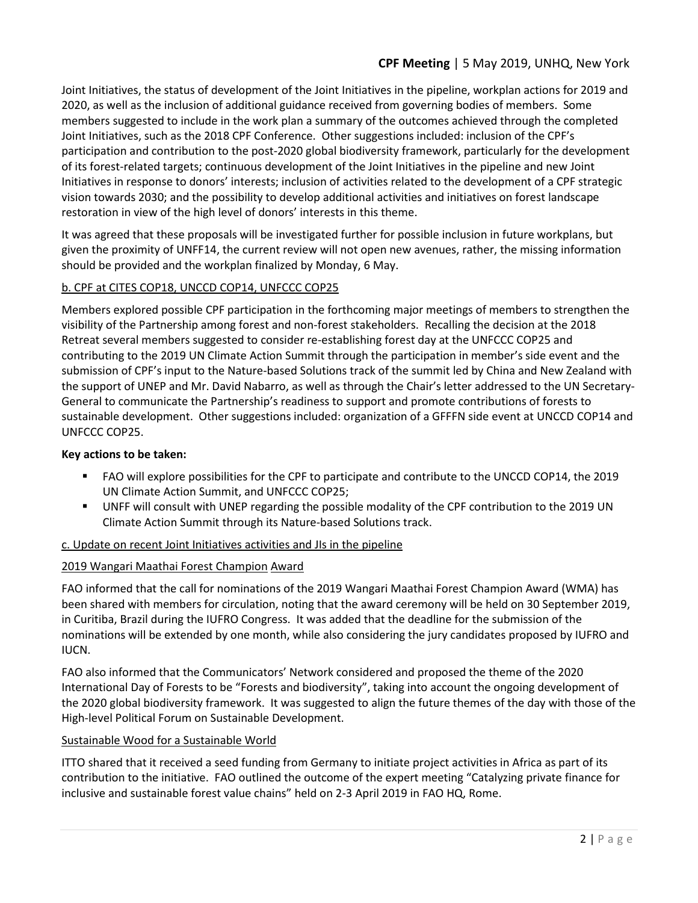Joint Initiatives, the status of development of the Joint Initiatives in the pipeline, workplan actions for 2019 and 2020, as well as the inclusion of additional guidance received from governing bodies of members. Some members suggested to include in the work plan a summary of the outcomes achieved through the completed Joint Initiatives, such as the 2018 CPF Conference. Other suggestions included: inclusion of the CPF's participation and contribution to the post-2020 global biodiversity framework, particularly for the development of its forest-related targets; continuous development of the Joint Initiatives in the pipeline and new Joint Initiatives in response to donors' interests; inclusion of activities related to the development of a CPF strategic vision towards 2030; and the possibility to develop additional activities and initiatives on forest landscape restoration in view of the high level of donors' interests in this theme.

It was agreed that these proposals will be investigated further for possible inclusion in future workplans, but given the proximity of UNFF14, the current review will not open new avenues, rather, the missing information should be provided and the workplan finalized by Monday, 6 May.

b. CPF at CITES COP18, UNCCD COP14, UNFCCC COP25

Members explored possible CPF participation in the forthcoming major meetings of members to strengthen the visibility of the Partnership among forest and non-forest stakeholders. Recalling the decision at the 2018 Retreat several members suggested to consider re-establishing forest day at the UNFCCC COP25 and contributing to the 2019 UN Climate Action Summit through the participation in member's side event and the submission of CPF's input to the Nature-based Solutions track of the summit led by China and New Zealand with the support of UNEP and Mr. David Nabarro, as well as through the Chair's letter addressed to the UN Secretary-General to communicate the Partnership's readiness to support and promote contributions of forests to sustainable development. Other suggestions included: organization of a GFFFN side event at UNCCD COP14 and UNFCCC COP25.

**Key actions to be taken:**

- FAO will explore possibilities for the CPF to participate and contribute to the UNCCD COP14, the 2019 UN Climate Action Summit, and UNFCCC COP25;
- UNFF will consult with UNEP regarding the possible modality of the CPF contribution to the 2019 UN Climate Action Summit through its Nature-based Solutions track.

c. Update on recent Joint Initiatives activities and JIs in the pipeline

2019 Wangari Maathai Forest Champion Award

FAO informed that the call for nominations of the 2019 Wangari Maathai Forest Champion Award (WMA) has been shared with members for circulation, noting that the award ceremony will be held on 30 September 2019, in Curitiba, Brazil during the IUFRO Congress. It was added that the deadline for the submission of the nominations will be extended by one month, while also considering the jury candidates proposed by IUFRO and IUCN.

FAO also informed that the Communicators' Network considered and proposed the theme of the 2020 International Day of Forests to be "Forests and biodiversity", taking into account the ongoing development of the 2020 global biodiversity framework. It was suggested to align the future themes of the day with those of the High-level Political Forum on Sustainable Development.

Sustainable Wood for a Sustainable World

ITTO shared that it received a seed funding from Germany to initiate project activities in Africa as part of its contribution to the initiative. FAO outlined the outcome of the expert meeting "Catalyzing private finance for inclusive and sustainable forest value chains" held on 2-3 April 2019 in FAO HQ, Rome.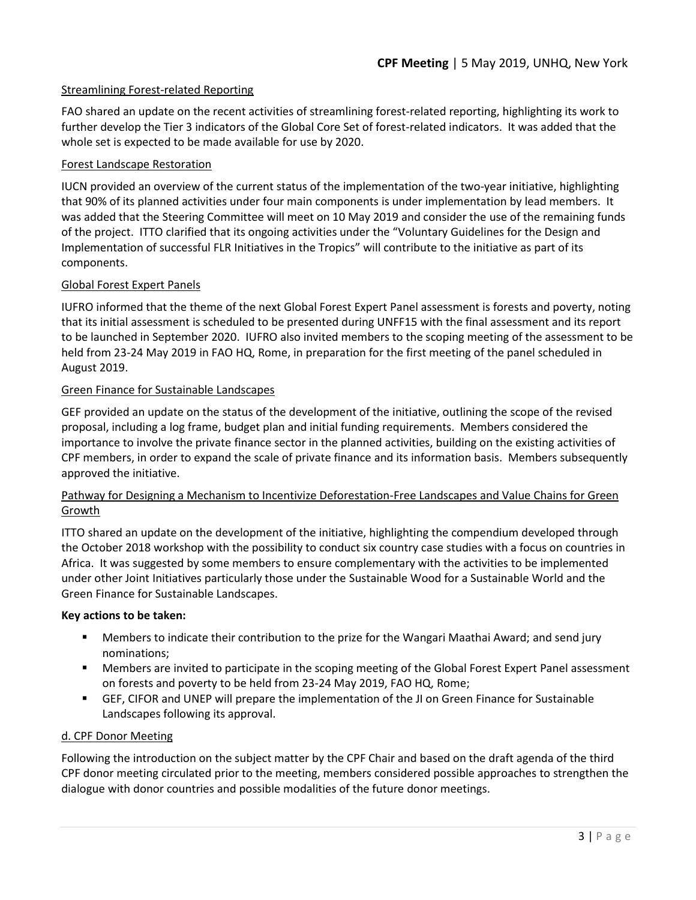Streamlining Forest-related Reporting

FAO shared an update on the recent activities of streamlining forest-related reporting, highlighting its work to further develop the Tier 3 indicators of the Global Core Set of forest-related indicators. It was added that the whole set is expected to be made available for use by 2020.

Forest Landscape Restoration

IUCN provided an overview of the current status of the implementation of the two-year initiative, highlighting that 90% of its planned activities under four main components is under implementation by lead members. It was added that the Steering Committee will meet on 10 May 2019 and consider the use of the remaining funds of the project. ITTO clarified that its ongoing activities under the "Voluntary Guidelines for the Design and Implementation of successful FLR Initiatives in the Tropics" will contribute to the initiative as part of its components.

Global Forest Expert Panels

IUFRO informed that the theme of the next Global Forest Expert Panel assessment is forests and poverty, noting that its initial assessment is scheduled to be presented during UNFF15 with the final assessment and its report to be launched in September 2020. IUFRO also invited members to the scoping meeting of the assessment to be held from 23-24 May 2019 in FAO HQ, Rome, in preparation for the first meeting of the panel scheduled in August 2019.

Green Finance for Sustainable Landscapes

GEF provided an update on the status of the development of the initiative, outlining the scope of the revised proposal, including a log frame, budget plan and initial funding requirements. Members considered the importance to involve the private finance sector in the planned activities, building on the existing activities of CPF members, in order to expand the scale of private finance and its information basis. Members subsequently approved the initiative.

Pathway for Designing a Mechanism to Incentivize Deforestation-Free Landscapes and Value Chains for Green Growth

ITTO shared an update on the development of the initiative, highlighting the compendium developed through the October 2018 workshop with the possibility to conduct six country case studies with a focus on countries in Africa. It was suggested by some members to ensure complementary with the activities to be implemented under other Joint Initiatives particularly those under the Sustainable Wood for a Sustainable World and the Green Finance for Sustainable Landscapes.

**Key actions to be taken:**

- Members to indicate their contribution to the prize for the Wangari Maathai Award; and send jury nominations;
- Members are invited to participate in the scoping meeting of the Global Forest Expert Panel assessment on forests and poverty to be held from 23-24 May 2019, FAO HQ, Rome;
- GEF, CIFOR and UNEP will prepare the implementation of the JI on Green Finance for Sustainable Landscapes following its approval.

d. CPF Donor Meeting

Following the introduction on the subject matter by the CPF Chair and based on the draft agenda of the third CPF donor meeting circulated prior to the meeting, members considered possible approaches to strengthen the dialogue with donor countries and possible modalities of the future donor meetings.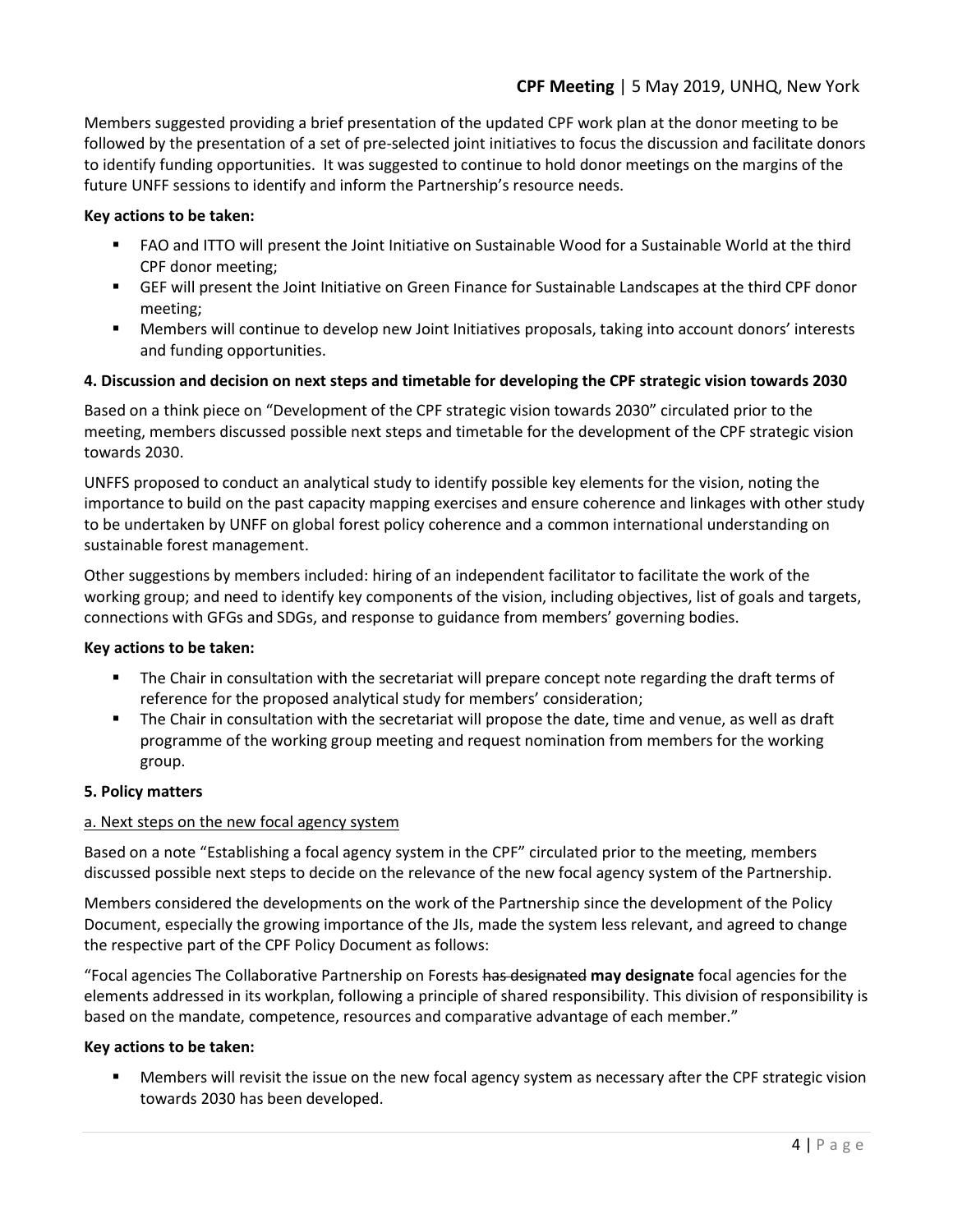Members suggested providing a brief presentation of the updated CPF work plan at the donor meeting to be followed by the presentation of a set of pre-selected joint initiatives to focus the discussion and facilitate donors to identify funding opportunities. It was suggested to continue to hold donor meetings on the margins of the future UNFF sessions to identify and inform the Partnership's resource needs.

**Key actions to be taken:**

- FAO and ITTO will present the Joint Initiative on Sustainable Wood for a Sustainable World at the third CPF donor meeting;
- GEF will present the Joint Initiative on Green Finance for Sustainable Landscapes at the third CPF donor meeting;
- Members will continue to develop new Joint Initiatives proposals, taking into account donors' interests and funding opportunities.

**4. Discussion and decision on next steps and timetable for developing the CPF strategic vision towards 2030**

Based on a think piece on "Development of the CPF strategic vision towards 2030" circulated prior to the meeting, members discussed possible next steps and timetable for the development of the CPF strategic vision towards 2030.

UNFFS proposed to conduct an analytical study to identify possible key elements for the vision, noting the importance to build on the past capacity mapping exercises and ensure coherence and linkages with other study to be undertaken by UNFF on global forest policy coherence and a common international understanding on sustainable forest management.

Other suggestions by members included: hiring of an independent facilitator to facilitate the work of the working group; and need to identify key components of the vision, including objectives, list of goals and targets, connections with GFGs and SDGs, and response to guidance from members' governing bodies.

**Key actions to be taken:**

- The Chair in consultation with the secretariat will prepare concept note regarding the draft terms of reference for the proposed analytical study for members' consideration;
- The Chair in consultation with the secretariat will propose the date, time and venue, as well as draft programme of the working group meeting and request nomination from members for the working group.

**5. Policy matters**

<u>a. Next steps on the new focal agency system</u>

Based on a note "Establishing a focal agency system in the CPF" circulated prior to the meeting, members discussed possible next steps to decide on the relevance of the new focal agency system of the Partnership.

Members considered the developments on the work of the Partnership since the development of the Policy Document, especially the growing importance of the JIs, made the system less relevant, and agreed to change the respective part of the CPF Policy Document as follows:

"Focal agencies The Collaborative Partnership on Forests ~~has designated~~ **may designate** focal agencies for the elements addressed in its workplan, following a principle of shared responsibility. This division of responsibility is based on the mandate, competence, resources and comparative advantage of each member."

**Key actions to be taken:**

- Members will revisit the issue on the new focal agency system as necessary after the CPF strategic vision towards 2030 has been developed.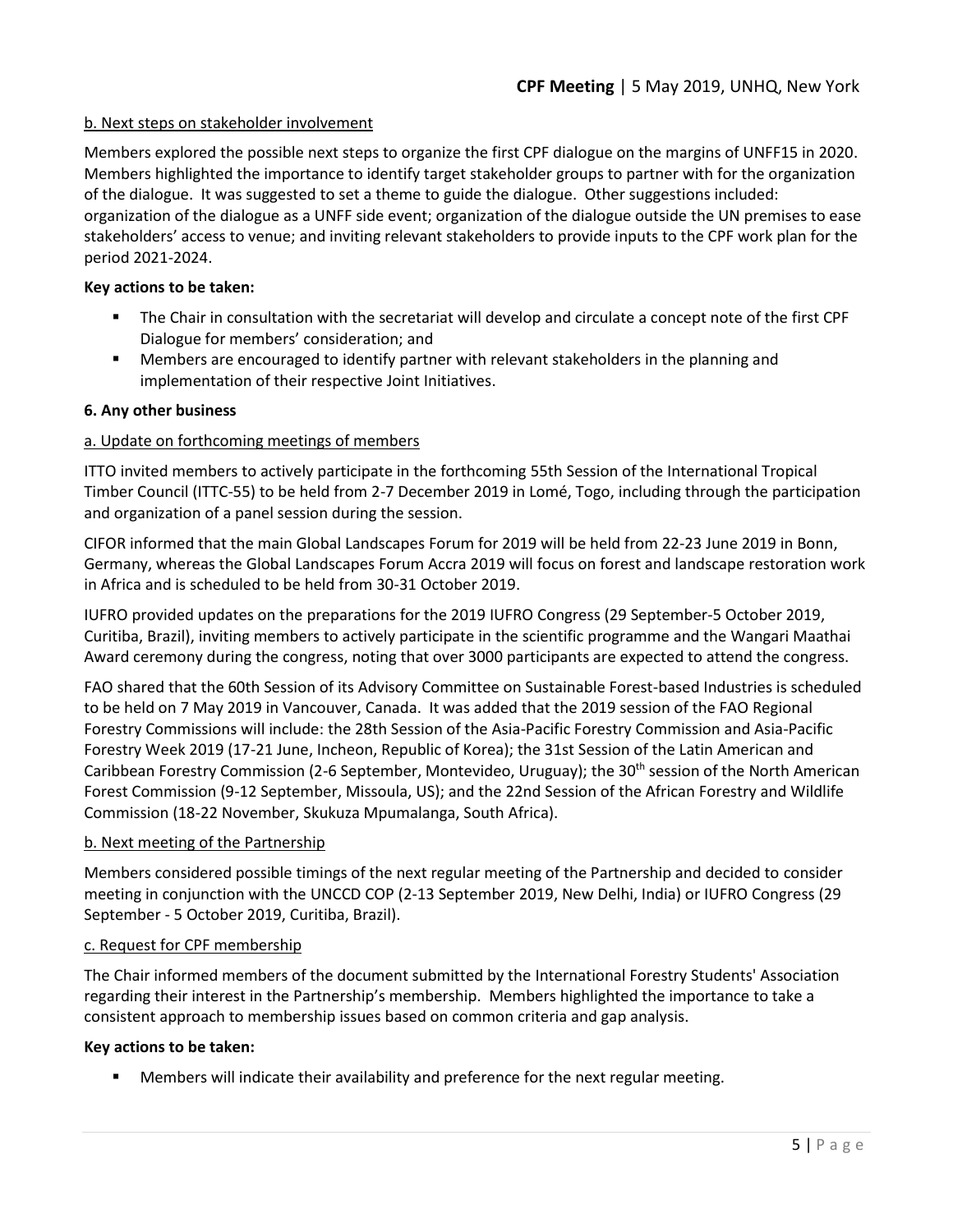b. Next steps on stakeholder involvement

Members explored the possible next steps to organize the first CPF dialogue on the margins of UNFF15 in 2020. Members highlighted the importance to identify target stakeholder groups to partner with for the organization of the dialogue. It was suggested to set a theme to guide the dialogue. Other suggestions included: organization of the dialogue as a UNFF side event; organization of the dialogue outside the UN premises to ease stakeholders' access to venue; and inviting relevant stakeholders to provide inputs to the CPF work plan for the period 2021-2024.

**Key actions to be taken:**

- The Chair in consultation with the secretariat will develop and circulate a concept note of the first CPF Dialogue for members' consideration; and
- Members are encouraged to identify partner with relevant stakeholders in the planning and implementation of their respective Joint Initiatives.

**6. Any other business**

a. Update on forthcoming meetings of members

ITTO invited members to actively participate in the forthcoming 55th Session of the International Tropical Timber Council (ITTC-55) to be held from 2-7 December 2019 in Lomé, Togo, including through the participation and organization of a panel session during the session.

CIFOR informed that the main Global Landscapes Forum for 2019 will be held from 22-23 June 2019 in Bonn, Germany, whereas the Global Landscapes Forum Accra 2019 will focus on forest and landscape restoration work in Africa and is scheduled to be held from 30-31 October 2019.

IUFRO provided updates on the preparations for the 2019 IUFRO Congress (29 September-5 October 2019, Curitiba, Brazil), inviting members to actively participate in the scientific programme and the Wangari Maathai Award ceremony during the congress, noting that over 3000 participants are expected to attend the congress.

FAO shared that the 60th Session of its Advisory Committee on Sustainable Forest-based Industries is scheduled to be held on 7 May 2019 in Vancouver, Canada. It was added that the 2019 session of the FAO Regional Forestry Commissions will include: the 28th Session of the Asia-Pacific Forestry Commission and Asia-Pacific Forestry Week 2019 (17-21 June, Incheon, Republic of Korea); the 31st Session of the Latin American and Caribbean Forestry Commission (2-6 September, Montevideo, Uruguay); the 30th session of the North American Forest Commission (9-12 September, Missoula, US); and the 22nd Session of the African Forestry and Wildlife Commission (18-22 November, Skukuza Mpumalanga, South Africa).

b. Next meeting of the Partnership

Members considered possible timings of the next regular meeting of the Partnership and decided to consider meeting in conjunction with the UNCCD COP (2-13 September 2019, New Delhi, India) or IUFRO Congress (29 September - 5 October 2019, Curitiba, Brazil).

c. Request for CPF membership

The Chair informed members of the document submitted by the International Forestry Students' Association regarding their interest in the Partnership's membership. Members highlighted the importance to take a consistent approach to membership issues based on common criteria and gap analysis.

**Key actions to be taken:**

- Members will indicate their availability and preference for the next regular meeting.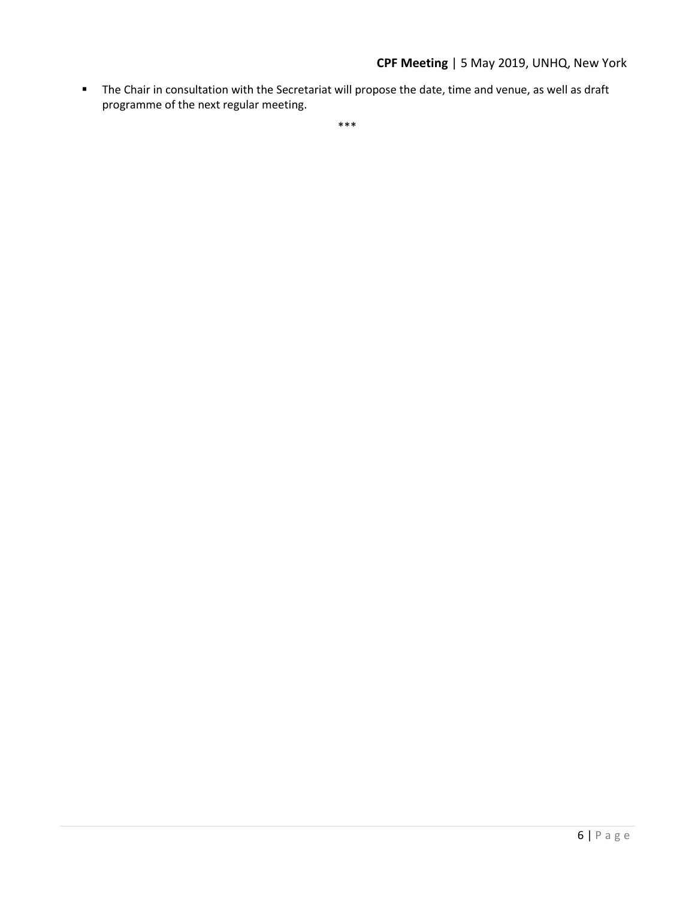- The Chair in consultation with the Secretariat will propose the date, time and venue, as well as draft programme of the next regular meeting.

***